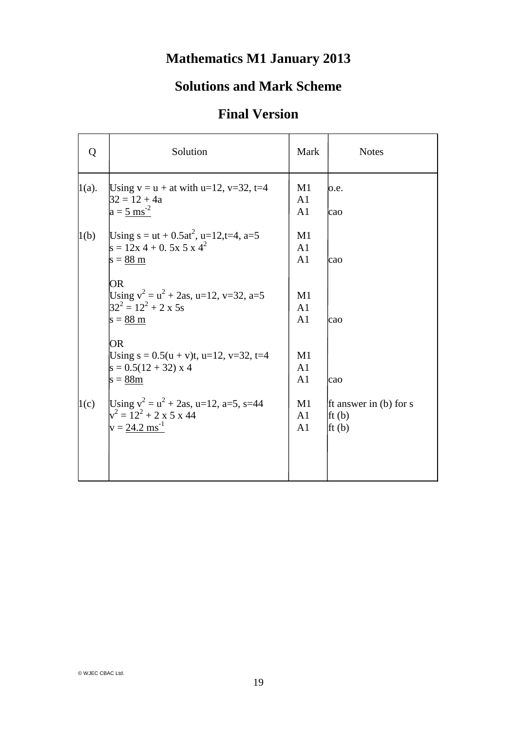# Mathematics M1 January 2013

## Solutions and Mark Scheme

## Final Version

| Q | Solution | Mark | Notes |
|---|---|---|---|
| 1(a). | Using $v = u + at$ with $u=12$, $v=32$, $t=4$ | M1 | o.e. |
| | $32 = 12 + 4a$ | A1 | |
| | $a = \underline{5 \text{ ms}^{-2}}$ | A1 | cao |
| 1(b) | Using $s = ut + 0.5at^2$, $u=12$, $t=4$, $a=5$ | M1 | |
| | $s = 12 \text{x } 4 + 0.5 \text{x } 5 \text{ x } 4^2$ | A1 | |
| | $s = \underline{88 \text{ m}}$ | A1 | cao |
| | OR | | |
| | Using $v^2 = u^2 + 2as$, $u=12$, $v=32$, $a=5$ | M1 | |
| | $32^2 = 12^2 + 2 \text{ x } 5s$ | A1 | |
| | $s = \underline{88 \text{ m}}$ | A1 | cao |
| | OR | | |
| | Using $s = 0.5(u + v)t$, $u=12$, $v=32$, $t=4$ | M1 | |
| | $s = 0.5(12 + 32) \text{ x } 4$ | A1 | |
| | $s = \underline{88\text{m}}$ | A1 | cao |
| 1(c) | Using $v^2 = u^2 + 2as$, $u=12$, $a=5$, $s=44$ | M1 | ft answer in (b) for s |
| | $v^2 = 12^2 + 2 \text{ x } 5 \text{ x } 44$ | A1 | ft (b) |
| | $v = \underline{24.2 \text{ ms}^{-1}}$ | A1 | ft (b) |

© WJEC CBAC Ltd.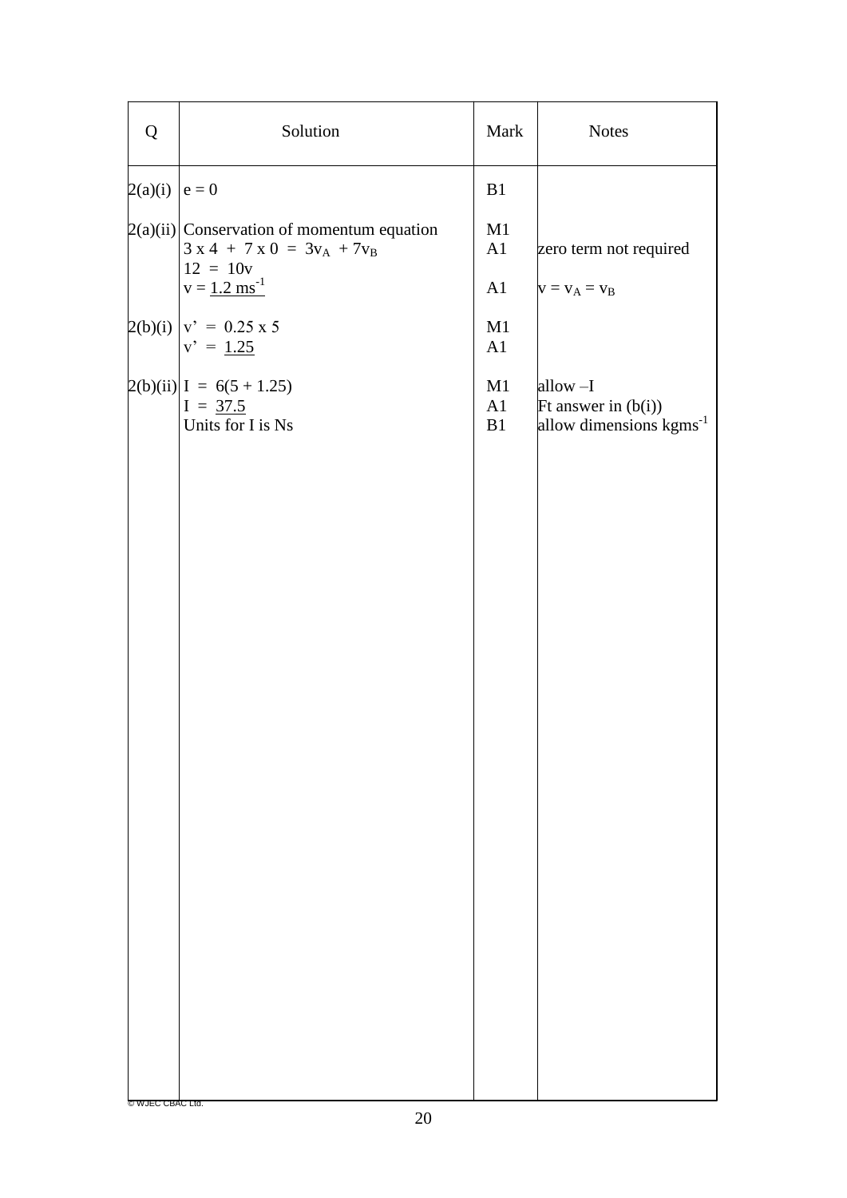| Q | Solution | Mark | Notes |
|---|---|---|---|
| 2(a)(i) | $e = 0$ | B1 | |
| 2(a)(ii) | Conservation of momentum equation | M1 | |
| | $3 \times 4 + 7 \times 0 = 3v_A + 7v_B$ | A1 | zero term not required |
| | $12 = 10v$ | | |
| | $v = \underline{1.2 \text{ ms}^{-1}}$ | A1 | $v = v_A = v_B$ |
| 2(b)(i) | $v' = 0.25 \times 5$ | M1 | |
| | $v' = \underline{1.25}$ | A1 | |
| 2(b)(ii) | $I = 6(5 + 1.25)$ | M1 | allow $-I$ |
| | $I = \underline{37.5}$ | A1 | Ft answer in (b(i)) |
| | Units for I is Ns | B1 | allow dimensions $\text{kgms}^{-1}$ |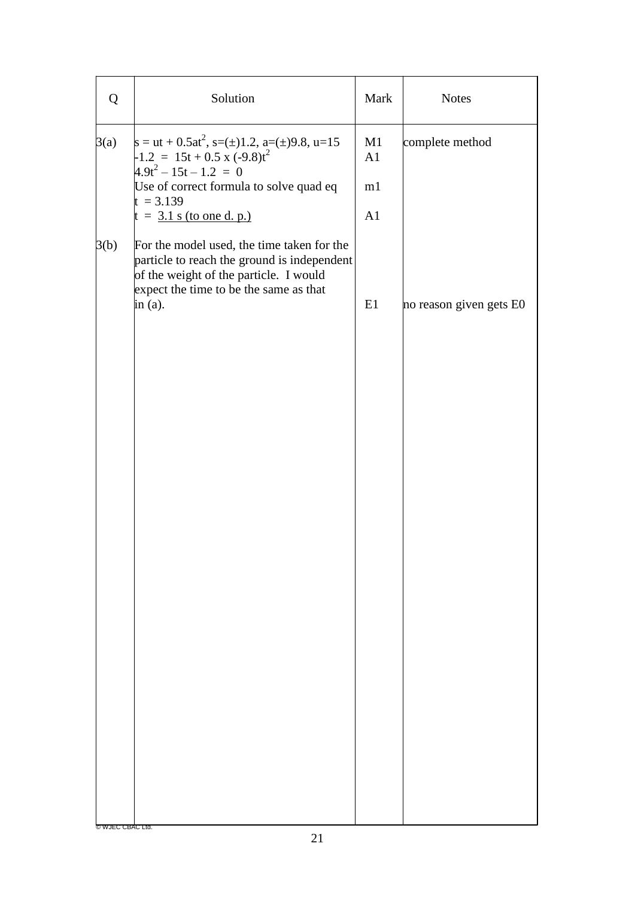| Q | Solution | Mark | Notes |
|---|---|---|---|
| 3(a) | $s = ut + 0.5at^2$, $s=(\pm)1.2$, $a=(\pm)9.8$, $u=15$ | M1 | complete method |
| | $-1.2 = 15t + 0.5 \times (-9.8)t^2$ | A1 | |
| | $4.9t^2 - 15t - 1.2 = 0$ | | |
| | Use of correct formula to solve quad eq | m1 | |
| | $t = 3.139$ | | |
| | $t =$ 3.1 s (to one d. p.) | A1 | |
| 3(b) | For the model used, the time taken for the particle to reach the ground is independent of the weight of the particle. I would expect the time to be the same as that in (a). | E1 | no reason given gets E0 |

© WJEC CBAC Ltd.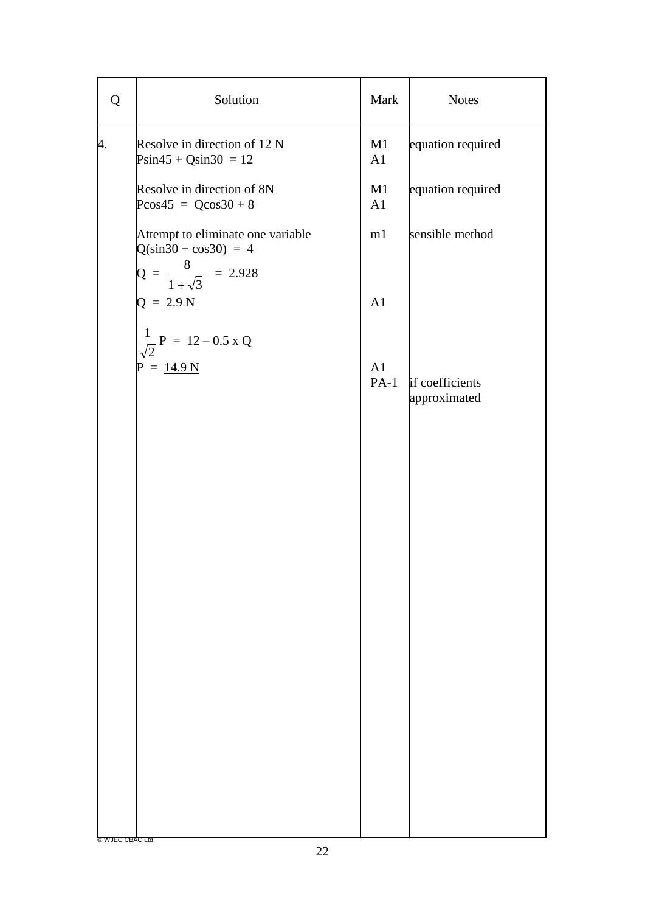| Q | Solution | Mark | Notes |
|---|---|---|---|
| 4. | Resolve in direction of 12 N | M1 | equation required |
| | $P\sin 45 + Q\sin 30 = 12$ | A1 | |
| | Resolve in direction of 8N | M1 | equation required |
| | $P\cos 45 = Q\cos 30 + 8$ | A1 | |
| | Attempt to eliminate one variable | m1 | sensible method |
| | $Q(\sin 30 + \cos 30) = 4$ | | |
| | $Q = \dfrac{8}{1+\sqrt{3}} = 2.928$ | | |
| | $Q = \underline{2.9\text{ N}}$ | A1 | |
| | $\dfrac{1}{\sqrt{2}}P = 12 - 0.5 \times Q$ | | |
| | $P = \underline{14.9\text{ N}}$ | A1 | |
| | | PA-1 | if coefficients approximated |

© WJEC CBAC Ltd.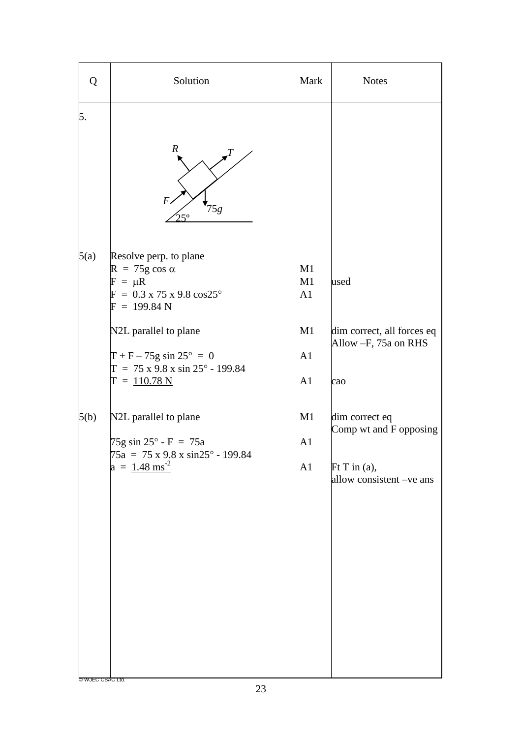| Q | Solution | Mark | Notes |
|---|---|---|---|
| 5. | | | |
| 5(a) | Resolve perp. to plane | | |
| | $R = 75g \cos \alpha$ | M1 | |
| | $F = \mu R$ | M1 | used |
| | $F = 0.3 \times 75 \times 9.8 \cos 25°$ | A1 | |
| | $F = 199.84$ N | | |
| | N2L parallel to plane | M1 | dim correct, all forces eq Allow –F, 75a on RHS |
| | $T + F - 75g \sin 25° = 0$ | A1 | |
| | $T = 75 \times 9.8 \times \sin 25° - 199.84$ | | |
| | $T = \underline{110.78 \text{ N}}$ | A1 | cao |
| 5(b) | N2L parallel to plane | M1 | dim correct eq Comp wt and F opposing |
| | $75g \sin 25° - F = 75a$ | A1 | |
| | $75a = 75 \times 9.8 \times \sin 25° - 199.84$ | | |
| | $a = \underline{1.48 \text{ ms}^{-2}}$ | A1 | Ft T in (a), allow consistent –ve ans |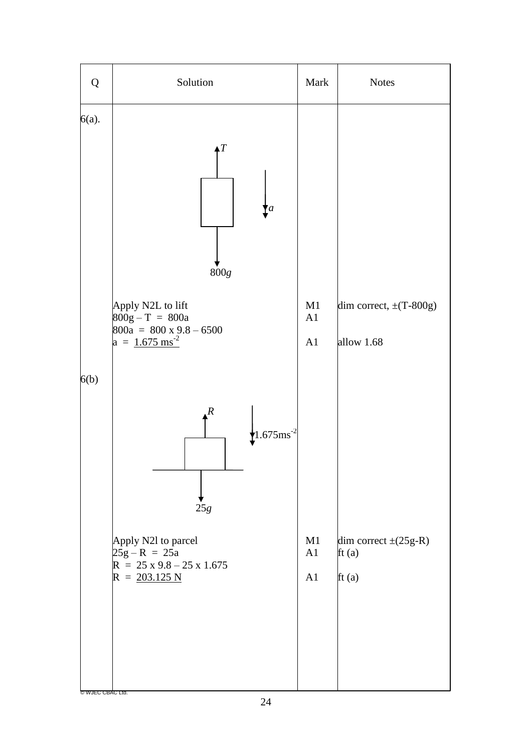| Q | Solution | Mark | Notes |
|---|---|---|---|
| 6(a). | $T$ (up), $800g$ (down), $a$ (down) | | |
| | Apply N2L to lift | M1 | dim correct, $\pm(T-800g)$ |
| | $800g - T = 800a$ | A1 | |
| | $800a = 800 \times 9.8 - 6500$ | | |
| | $a = \underline{1.675 \text{ ms}^{-2}}$ | A1 | allow 1.68 |
| 6(b) | $R$ (up), $25g$ (down), $1.675\text{ms}^{-2}$ (down) | | |
| | Apply N2l to parcel | M1 | dim correct $\pm(25g-R)$ |
| | $25g - R = 25a$ | A1 | ft (a) |
| | $R = 25 \times 9.8 - 25 \times 1.675$ | | |
| | $R = \underline{203.125 \text{ N}}$ | A1 | ft (a) |

© WJEC CBAC Ltd.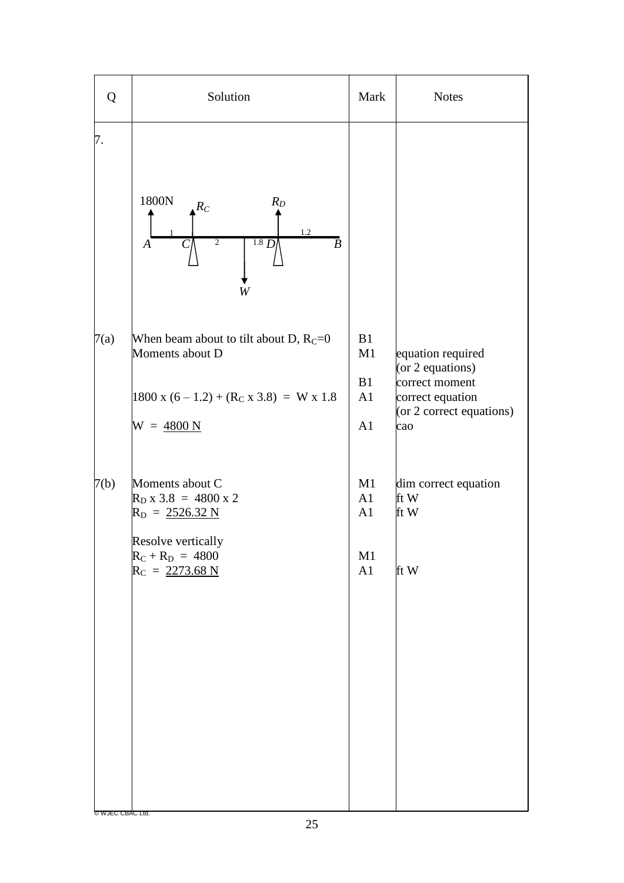| Q | Solution | Mark | Notes |
|---|---|---|---|
| 7. | 1800N, $R_C$, $R_D$; A, C, D, B; 1, 2, 1.8, 1.2; W | | |
| 7(a) | When beam about to tilt about D, $R_C=0$ | B1 | |
| | Moments about D | M1 | equation required (or 2 equations) |
| | | B1 | correct moment |
| | $1800 \times (6 - 1.2) + (R_C \times 3.8) = W \times 1.8$ | A1 | correct equation (or 2 correct equations) |
| | $W = \underline{4800 \text{ N}}$ | A1 | cao |
| 7(b) | Moments about C | M1 | dim correct equation |
| | $R_D \times 3.8 = 4800 \times 2$ | A1 | ft W |
| | $R_D = \underline{2526.32 \text{ N}}$ | A1 | ft W |
| | Resolve vertically | | |
| | $R_C + R_D = 4800$ | M1 | |
| | $R_C = \underline{2273.68 \text{ N}}$ | A1 | ft W |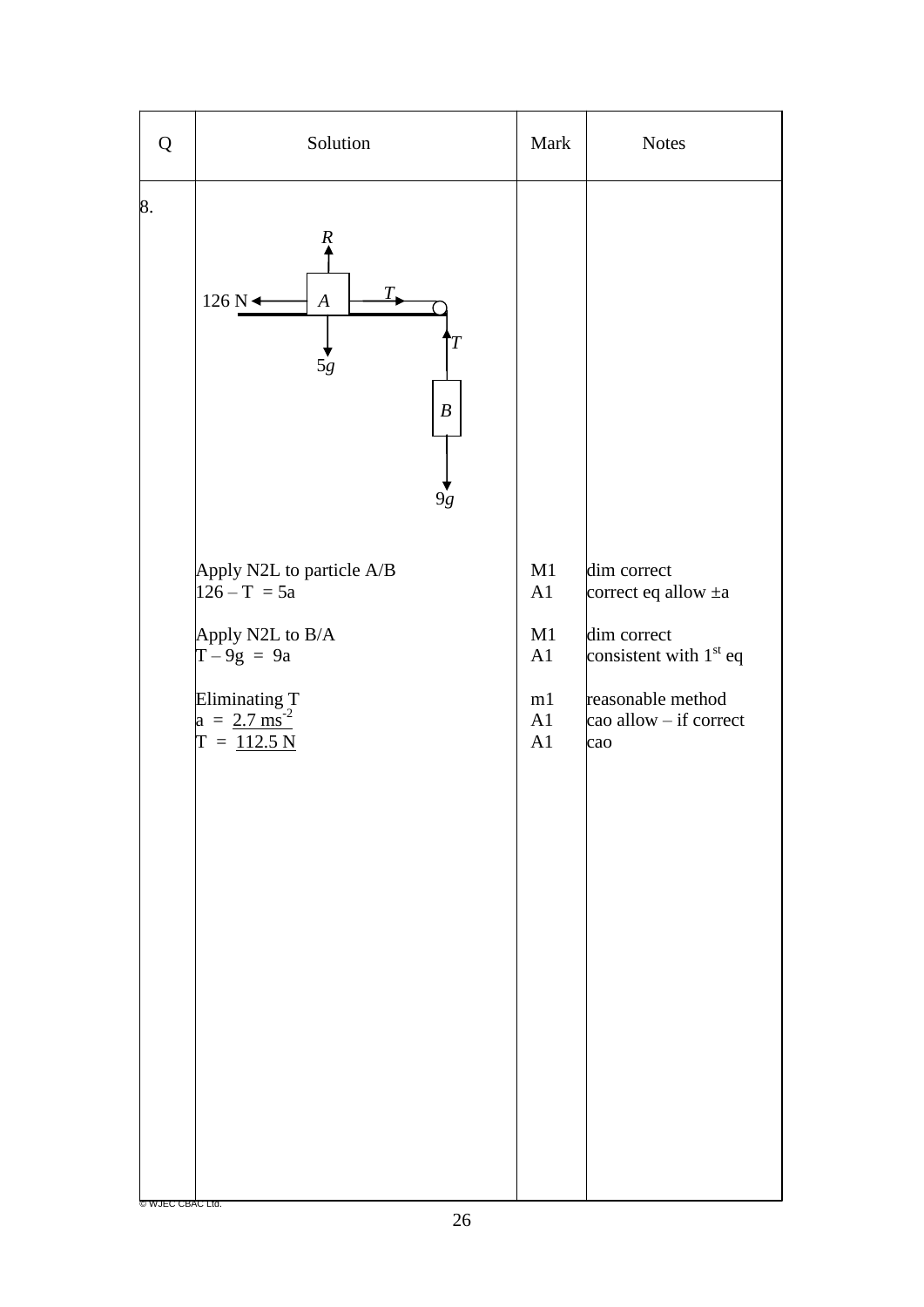| Q | Solution | Mark | Notes |
|---|---|---|---|
| 8. | Apply N2L to particle A/B | M1 | dim correct |
| | $126 - T = 5a$ | A1 | correct eq allow $\pm a$ |
| | Apply N2L to B/A | M1 | dim correct |
| | $T - 9g = 9a$ | A1 | consistent with 1st eq |
| | Eliminating T | m1 | reasonable method |
| | $a = \underline{2.7 \text{ ms}^{-2}}$ | A1 | cao allow – if correct |
| | $T = \underline{112.5 \text{ N}}$ | A1 | cao |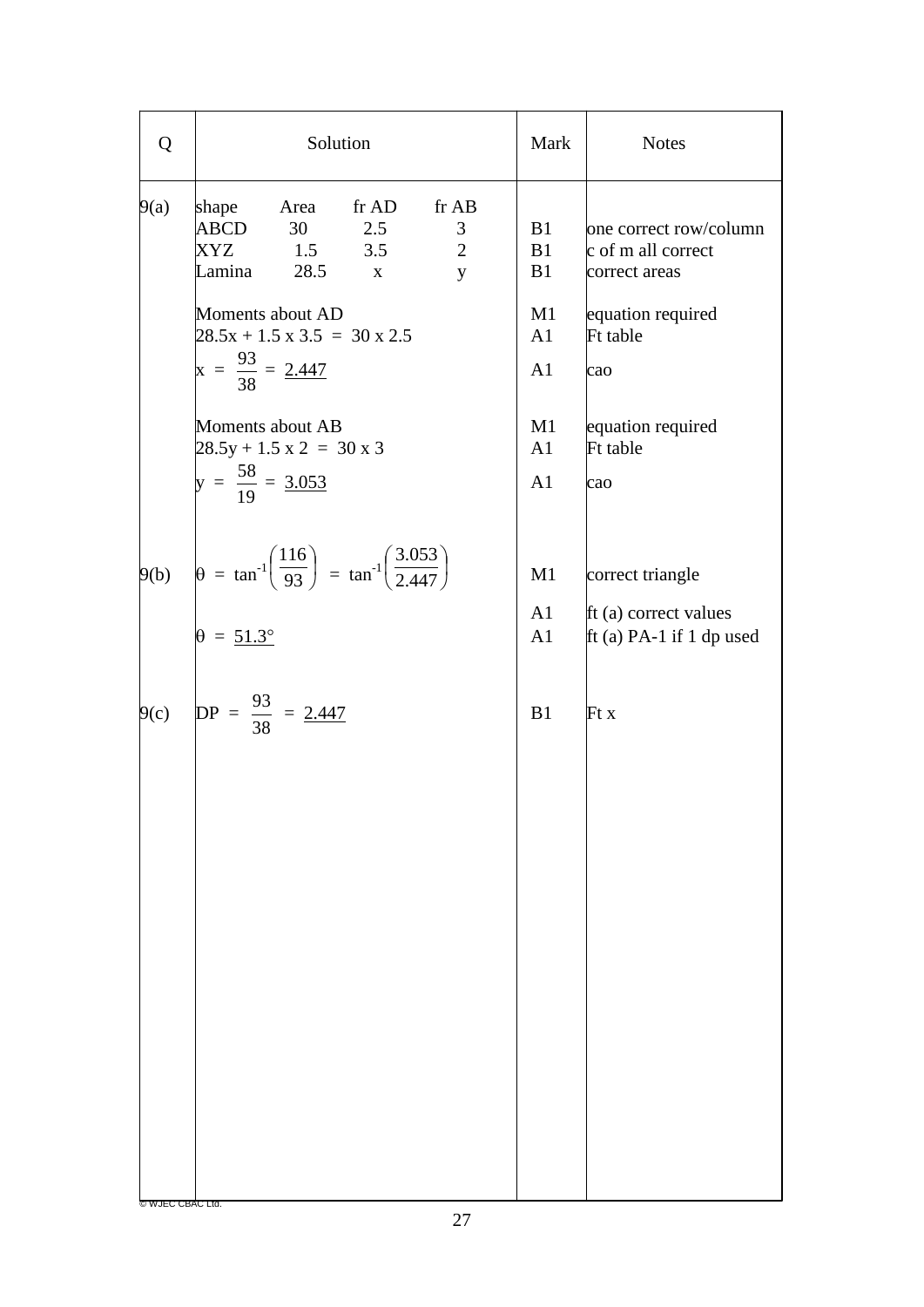| Q | Solution | Mark | Notes |
|---|---|---|---|
| 9(a) | shape &nbsp; Area &nbsp; fr AD &nbsp; fr AB | | |
| | ABCD &nbsp; 30 &nbsp; 2.5 &nbsp; 3 | B1 | one correct row/column |
| | XYZ &nbsp; 1.5 &nbsp; 3.5 &nbsp; 2 | B1 | c of m all correct |
| | Lamina &nbsp; 28.5 &nbsp; x &nbsp; y | B1 | correct areas |
| | Moments about AD | M1 | equation required |
| | $28.5x + 1.5 \times 3.5 = 30 \times 2.5$ | A1 | Ft table |
| | $x = \frac{93}{38} = \underline{2.447}$ | A1 | cao |
| | Moments about AB | M1 | equation required |
| | $28.5y + 1.5 \times 2 = 30 \times 3$ | A1 | Ft table |
| | $y = \frac{58}{19} = \underline{3.053}$ | A1 | cao |
| 9(b) | $\theta = \tan^{-1}\left(\frac{116}{93}\right) = \tan^{-1}\left(\frac{3.053}{2.447}\right)$ | M1 | correct triangle |
| | | A1 | ft (a) correct values |
| | $\theta = \underline{51.3°}$ | A1 | ft (a) PA-1 if 1 dp used |
| 9(c) | $DP = \frac{93}{38} = \underline{2.447}$ | B1 | Ft x |

© WJEC CBAC Ltd.